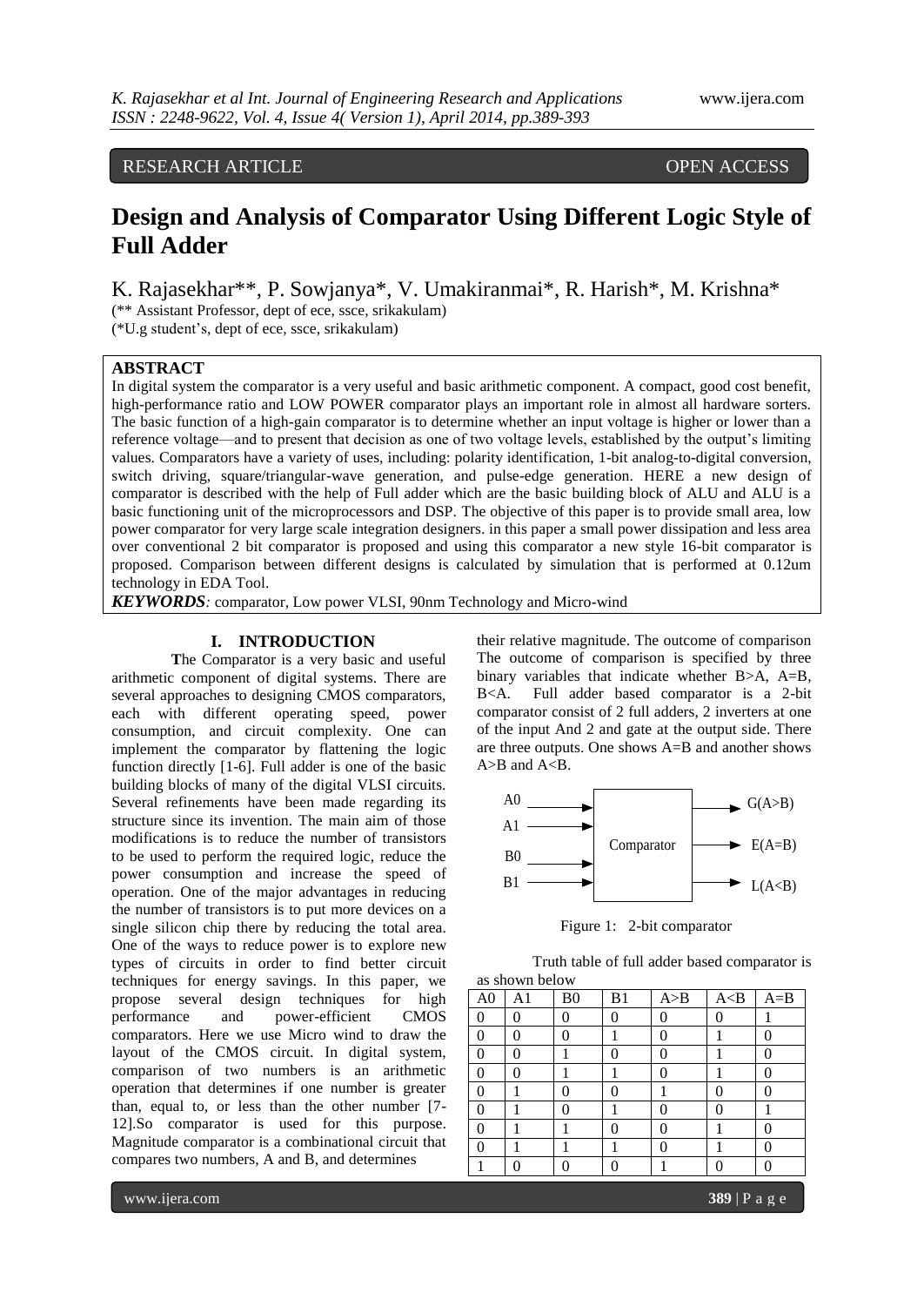RESEARCH ARTICLE OPEN ACCESS

# Design and Analysis of Comparator Using Different Logic Style of Full Adder

K. Rajasekhar**, P. Sowjanya*, V. Umakiranmai*, R. Harish*, M. Krishna*

(** Assistant Professor, dept of ece, ssce, srikakulam)
(*U.g student's, dept of ece, ssce, srikakulam)

## ABSTRACT

In digital system the comparator is a very useful and basic arithmetic component. A compact, good cost benefit, high-performance ratio and LOW POWER comparator plays an important role in almost all hardware sorters. The basic function of a high-gain comparator is to determine whether an input voltage is higher or lower than a reference voltage—and to present that decision as one of two voltage levels, established by the output's limiting values. Comparators have a variety of uses, including: polarity identification, 1-bit analog-to-digital conversion, switch driving, square/triangular-wave generation, and pulse-edge generation. HERE a new design of comparator is described with the help of Full adder which are the basic building block of ALU and ALU is a basic functioning unit of the microprocessors and DSP. The objective of this paper is to provide small area, low power comparator for very large scale integration designers. in this paper a small power dissipation and less area over conventional 2 bit comparator is proposed and using this comparator a new style 16-bit comparator is proposed. Comparison between different designs is calculated by simulation that is performed at 0.12um technology in EDA Tool.

***KEYWORDS:*** comparator, Low power VLSI, 90nm Technology and Micro-wind

## I. INTRODUCTION

The Comparator is a very basic and useful arithmetic component of digital systems. There are several approaches to designing CMOS comparators, each with different operating speed, power consumption, and circuit complexity. One can implement the comparator by flattening the logic function directly [1-6]. Full adder is one of the basic building blocks of many of the digital VLSI circuits. Several refinements have been made regarding its structure since its invention. The main aim of those modifications is to reduce the number of transistors to be used to perform the required logic, reduce the power consumption and increase the speed of operation. One of the major advantages in reducing the number of transistors is to put more devices on a single silicon chip there by reducing the total area. One of the ways to reduce power is to explore new types of circuits in order to find better circuit techniques for energy savings. In this paper, we propose several design techniques for high performance and power-efficient CMOS comparators. Here we use Micro wind to draw the layout of the CMOS circuit. In digital system, comparison of two numbers is an arithmetic operation that determines if one number is greater than, equal to, or less than the other number [7-12].So comparator is used for this purpose. Magnitude comparator is a combinational circuit that compares two numbers, A and B, and determines their relative magnitude. The outcome of comparison The outcome of comparison is specified by three binary variables that indicate whether B>A, A=B, B<A. Full adder based comparator is a 2-bit comparator consist of 2 full adders, 2 inverters at one of the input And 2 and gate at the output side. There are three outputs. One shows A=B and another shows A>B and A<B.

A0, A1, B0, B1 → Comparator → G(A>B), E(A=B), L(A<B)

Figure 1: 2-bit comparator

Truth table of full adder based comparator is as shown below

| A0 | A1 | B0 | B1 | A>B | A<B | A=B |
|---|---|---|---|---|---|---|
| 0 | 0 | 0 | 0 | 0 | 0 | 1 |
| 0 | 0 | 0 | 1 | 0 | 1 | 0 |
| 0 | 0 | 1 | 0 | 0 | 1 | 0 |
| 0 | 0 | 1 | 1 | 0 | 1 | 0 |
| 0 | 1 | 0 | 0 | 1 | 0 | 0 |
| 0 | 1 | 0 | 1 | 0 | 0 | 1 |
| 0 | 1 | 1 | 0 | 0 | 1 | 0 |
| 0 | 1 | 1 | 1 | 0 | 1 | 0 |
| 1 | 0 | 0 | 0 | 1 | 0 | 0 |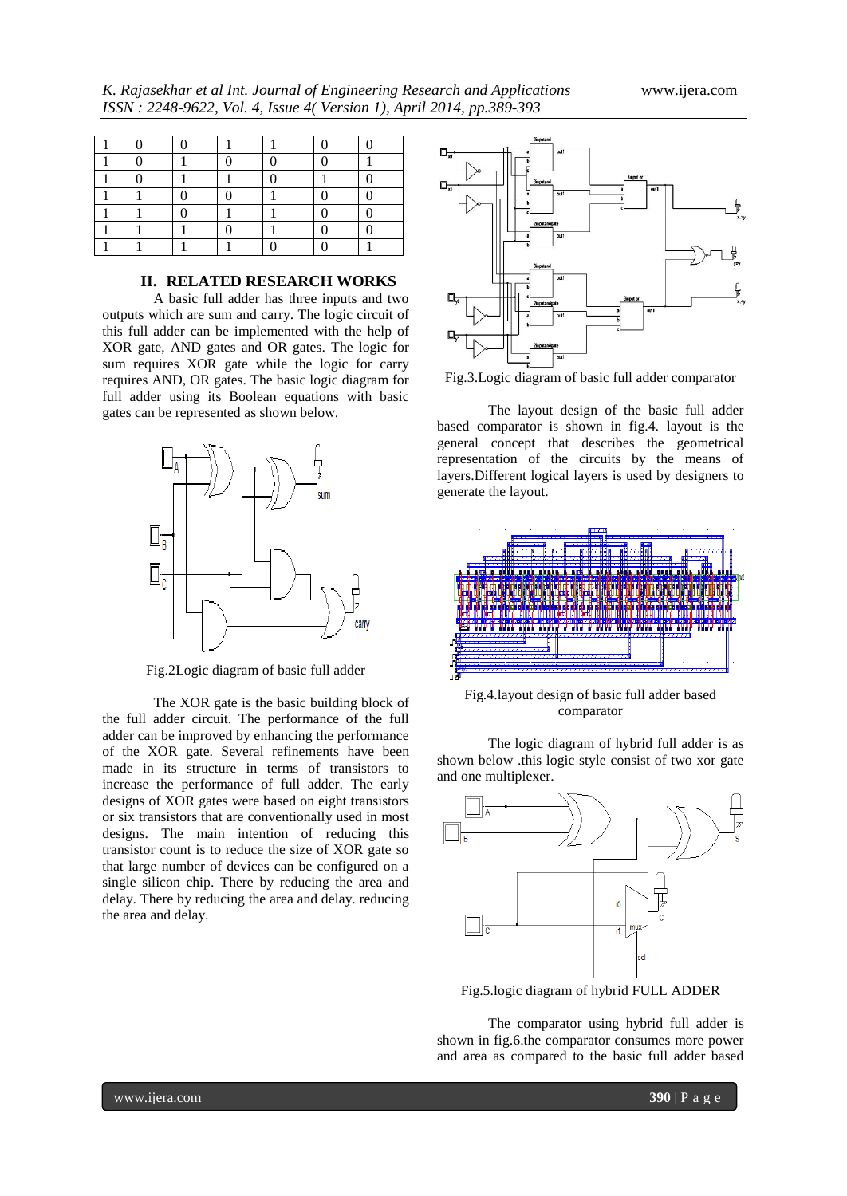| 1 | 0 | 0 | 1 | 1 | 0 | 0 |
|---|---|---|---|---|---|---|
| 1 | 0 | 1 | 0 | 0 | 0 | 1 |
| 1 | 0 | 1 | 1 | 0 | 1 | 0 |
| 1 | 1 | 0 | 0 | 1 | 0 | 0 |
| 1 | 1 | 0 | 1 | 1 | 0 | 0 |
| 1 | 1 | 1 | 0 | 1 | 0 | 0 |
| 1 | 1 | 1 | 1 | 0 | 0 | 1 |

## II. RELATED RESEARCH WORKS

A basic full adder has three inputs and two outputs which are sum and carry. The logic circuit of this full adder can be implemented with the help of XOR gate, AND gates and OR gates. The logic for sum requires XOR gate while the logic for carry requires AND, OR gates. The basic logic diagram for full adder using its Boolean equations with basic gates can be represented as shown below.

Fig.2Logic diagram of basic full adder

The XOR gate is the basic building block of the full adder circuit. The performance of the full adder can be improved by enhancing the performance of the XOR gate. Several refinements have been made in its structure in terms of transistors to increase the performance of full adder. The early designs of XOR gates were based on eight transistors or six transistors that are conventionally used in most designs. The main intention of reducing this transistor count is to reduce the size of XOR gate so that large number of devices can be configured on a single silicon chip. There by reducing the area and delay. There by reducing the area and delay. reducing the area and delay.

Fig.3.Logic diagram of basic full adder comparator

The layout design of the basic full adder based comparator is shown in fig.4. layout is the general concept that describes the geometrical representation of the circuits by the means of layers.Different logical layers is used by designers to generate the layout.

Fig.4.layout design of basic full adder based comparator

The logic diagram of hybrid full adder is as shown below .this logic style consist of two xor gate and one multiplexer.

Fig.5.logic diagram of hybrid FULL ADDER

The comparator using hybrid full adder is shown in fig.6.the comparator consumes more power and area as compared to the basic full adder based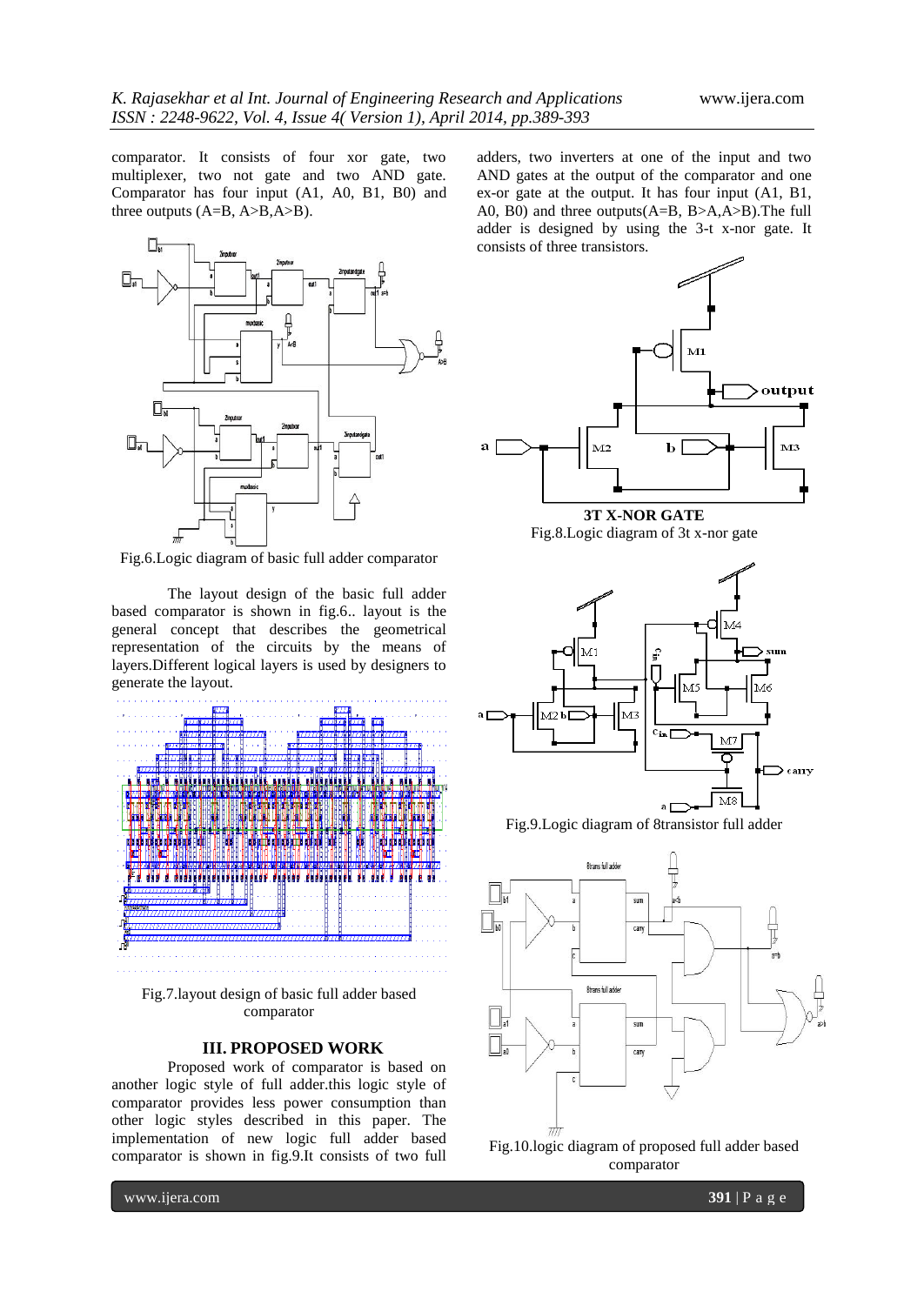comparator. It consists of four xor gate, two multiplexer, two not gate and two AND gate. Comparator has four input (A1, A0, B1, B0) and three outputs (A=B, A>B,A>B).

Fig.6.Logic diagram of basic full adder comparator

The layout design of the basic full adder based comparator is shown in fig.6.. layout is the general concept that describes the geometrical representation of the circuits by the means of layers.Different logical layers is used by designers to generate the layout.

Fig.7.layout design of basic full adder based comparator

## III. PROPOSED WORK

Proposed work of comparator is based on another logic style of full adder.this logic style of comparator provides less power consumption than other logic styles described in this paper. The implementation of new logic full adder based comparator is shown in fig.9.It consists of two full adders, two inverters at one of the input and two AND gates at the output of the comparator and one ex-or gate at the output. It has four input (A1, B1, A0, B0) and three outputs(A=B, B>A,A>B).The full adder is designed by using the 3-t x-nor gate. It consists of three transistors.

**3T X-NOR GATE**

Fig.8.Logic diagram of 3t x-nor gate

Fig.9.Logic diagram of 8transistor full adder

Fig.10.logic diagram of proposed full adder based comparator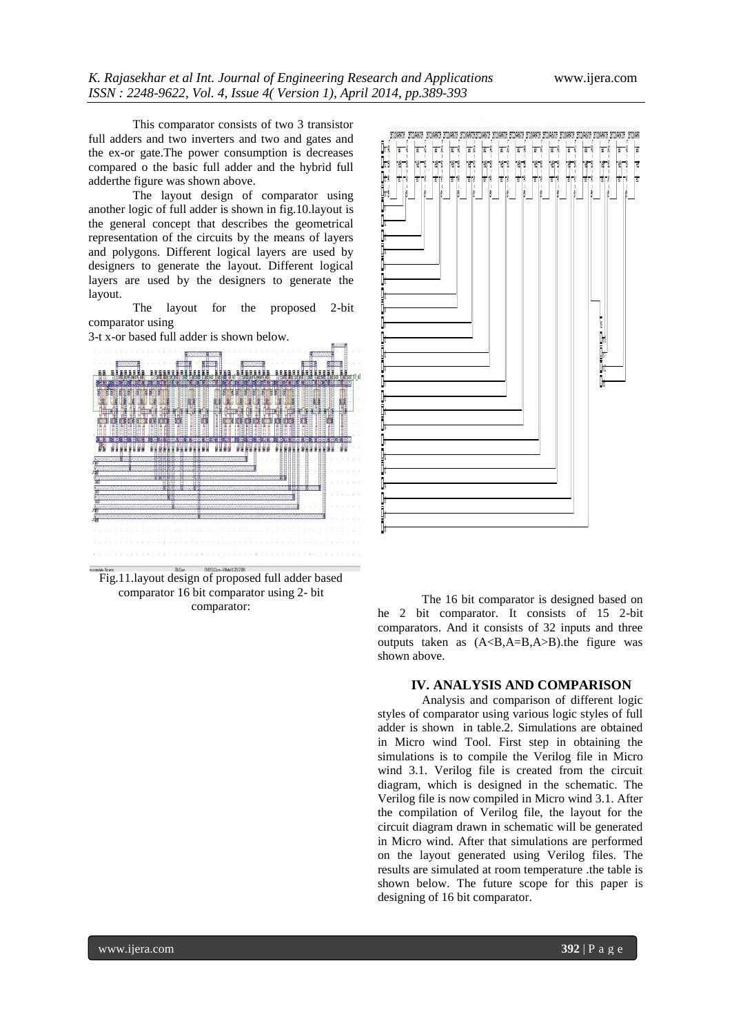This comparator consists of two 3 transistor full adders and two inverters and two and gates and the ex-or gate.The power consumption is decreases compared o the basic full adder and the hybrid full adderthe figure was shown above.

The layout design of comparator using another logic of full adder is shown in fig.10.layout is the general concept that describes the geometrical representation of the circuits by the means of layers and polygons. Different logical layers are used by designers to generate the layout. Different logical layers are used by the designers to generate the layout.

The layout for the proposed 2-bit comparator using 3-t x-or based full adder is shown below.

Fig.11.layout design of proposed full adder based comparator 16 bit comparator using 2- bit comparator:

The 16 bit comparator is designed based on he 2 bit comparator. It consists of 15 2-bit comparators. And it consists of 32 inputs and three outputs taken as (A<B,A=B,A>B).the figure was shown above.

## IV. ANALYSIS AND COMPARISON

Analysis and comparison of different logic styles of comparator using various logic styles of full adder is shown in table.2. Simulations are obtained in Micro wind Tool. First step in obtaining the simulations is to compile the Verilog file in Micro wind 3.1. Verilog file is created from the circuit diagram, which is designed in the schematic. The Verilog file is now compiled in Micro wind 3.1. After the compilation of Verilog file, the layout for the circuit diagram drawn in schematic will be generated in Micro wind. After that simulations are performed on the layout generated using Verilog files. The results are simulated at room temperature .the table is shown below. The future scope for this paper is designing of 16 bit comparator.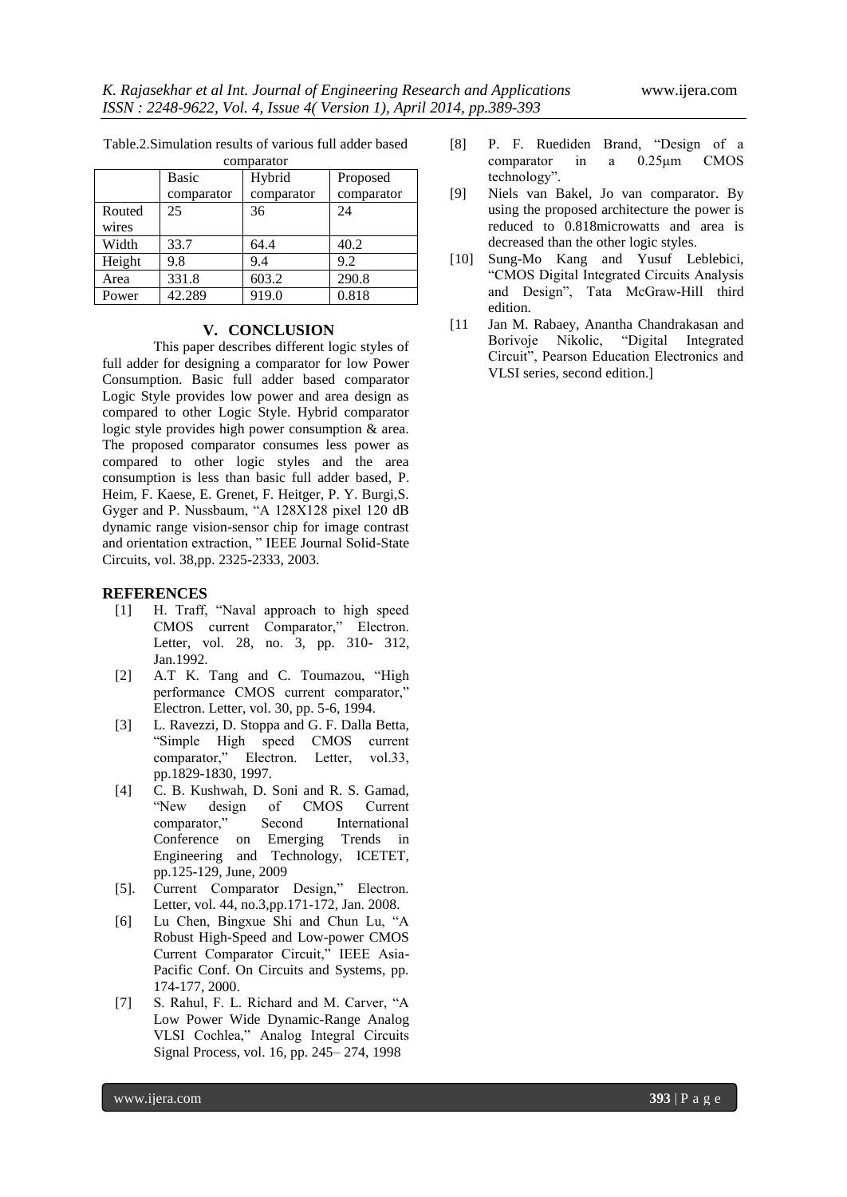Table.2.Simulation results of various full adder based comparator

| | Basic comparator | Hybrid comparator | Proposed comparator |
|---|---|---|---|
| Routed wires | 25 | 36 | 24 |
| Width | 33.7 | 64.4 | 40.2 |
| Height | 9.8 | 9.4 | 9.2 |
| Area | 331.8 | 603.2 | 290.8 |
| Power | 42.289 | 919.0 | 0.818 |

## V. CONCLUSION

This paper describes different logic styles of full adder for designing a comparator for low Power Consumption. Basic full adder based comparator Logic Style provides low power and area design as compared to other Logic Style. Hybrid comparator logic style provides high power consumption & area. The proposed comparator consumes less power as compared to other logic styles and the area consumption is less than basic full adder based, P. Heim, F. Kaese, E. Grenet, F. Heitger, P. Y. Burgi,S. Gyger and P. Nussbaum, "A 128X128 pixel 120 dB dynamic range vision-sensor chip for image contrast and orientation extraction, " IEEE Journal Solid-State Circuits, vol. 38,pp. 2325-2333, 2003.

## REFERENCES

- [1] H. Traff, "Naval approach to high speed CMOS current Comparator," Electron. Letter, vol. 28, no. 3, pp. 310- 312, Jan.1992.
- [2] A.T K. Tang and C. Toumazou, "High performance CMOS current comparator," Electron. Letter, vol. 30, pp. 5-6, 1994.
- [3] L. Ravezzi, D. Stoppa and G. F. Dalla Betta, "Simple High speed CMOS current comparator," Electron. Letter, vol.33, pp.1829-1830, 1997.
- [4] C. B. Kushwah, D. Soni and R. S. Gamad, "New design of CMOS Current comparator," Second International Conference on Emerging Trends in Engineering and Technology, ICETET, pp.125-129, June, 2009
- [5]. Current Comparator Design," Electron. Letter, vol. 44, no.3,pp.171-172, Jan. 2008.
- [6] Lu Chen, Bingxue Shi and Chun Lu, "A Robust High-Speed and Low-power CMOS Current Comparator Circuit," IEEE Asia-Pacific Conf. On Circuits and Systems, pp. 174-177, 2000.
- [7] S. Rahul, F. L. Richard and M. Carver, "A Low Power Wide Dynamic-Range Analog VLSI Cochlea," Analog Integral Circuits Signal Process, vol. 16, pp. 245– 274, 1998
- [8] P. F. Ruediden Brand, "Design of a comparator in a 0.25µm CMOS technology".
- [9] Niels van Bakel, Jo van comparator. By using the proposed architecture the power is reduced to 0.818microwatts and area is decreased than the other logic styles.
- [10] Sung-Mo Kang and Yusuf Leblebici, "CMOS Digital Integrated Circuits Analysis and Design", Tata McGraw-Hill third edition.
- [11 Jan M. Rabaey, Anantha Chandrakasan and Borivoje Nikolic, "Digital Integrated Circuit", Pearson Education Electronics and VLSI series, second edition.]